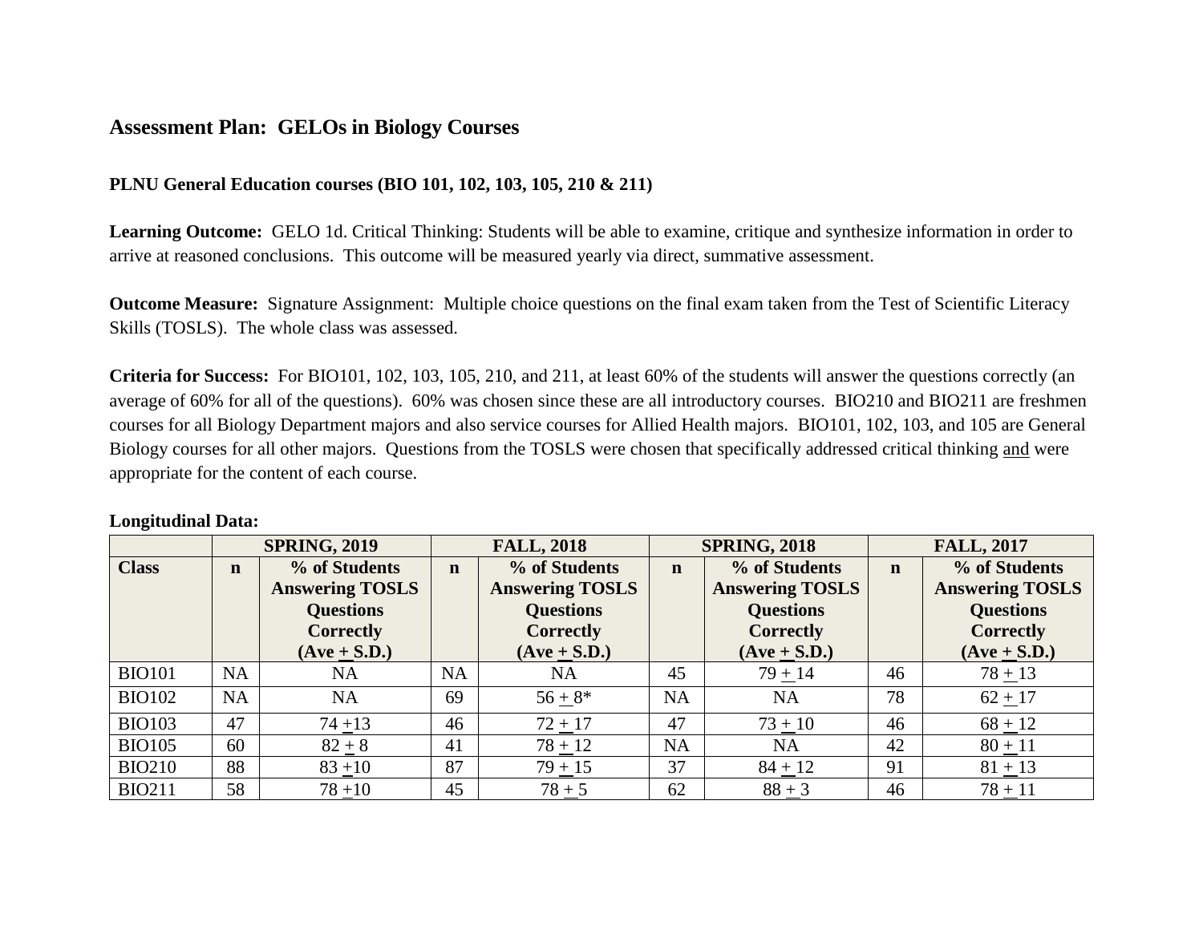## Assessment Plan: GELOs in Biology Courses

**PLNU General Education courses (BIO 101, 102, 103, 105, 210 & 211)**

**Learning Outcome:** GELO 1d. Critical Thinking: Students will be able to examine, critique and synthesize information in order to arrive at reasoned conclusions. This outcome will be measured yearly via direct, summative assessment.

**Outcome Measure:** Signature Assignment: Multiple choice questions on the final exam taken from the Test of Scientific Literacy Skills (TOSLS). The whole class was assessed.

**Criteria for Success:** For BIO101, 102, 103, 105, 210, and 211, at least 60% of the students will answer the questions correctly (an average of 60% for all of the questions). 60% was chosen since these are all introductory courses. BIO210 and BIO211 are freshmen courses for all Biology Department majors and also service courses for Allied Health majors. BIO101, 102, 103, and 105 are General Biology courses for all other majors. Questions from the TOSLS were chosen that specifically addressed critical thinking and were appropriate for the content of each course.

**Longitudinal Data:**

| | SPRING, 2019 | | FALL, 2018 | | SPRING, 2018 | | FALL, 2017 | |
|---|---|---|---|---|---|---|---|---|
| **Class** | **n** | **% of Students Answering TOSLS Questions Correctly (Ave ± S.D.)** | **n** | **% of Students Answering TOSLS Questions Correctly (Ave ± S.D.)** | **n** | **% of Students Answering TOSLS Questions Correctly (Ave ± S.D.)** | **n** | **% of Students Answering TOSLS Questions Correctly (Ave ± S.D.)** |
| BIO101 | NA | NA | NA | NA | 45 | 79 ± 14 | 46 | 78 ± 13 |
| BIO102 | NA | NA | 69 | 56 ± 8* | NA | NA | 78 | 62 ± 17 |
| BIO103 | 47 | 74 ±13 | 46 | 72 ± 17 | 47 | 73 ± 10 | 46 | 68 ± 12 |
| BIO105 | 60 | 82 ± 8 | 41 | 78 ± 12 | NA | NA | 42 | 80 ± 11 |
| BIO210 | 88 | 83 ±10 | 87 | 79 ± 15 | 37 | 84 ± 12 | 91 | 81 ± 13 |
| BIO211 | 58 | 78 ±10 | 45 | 78 ± 5 | 62 | 88 ± 3 | 46 | 78 ± 11 |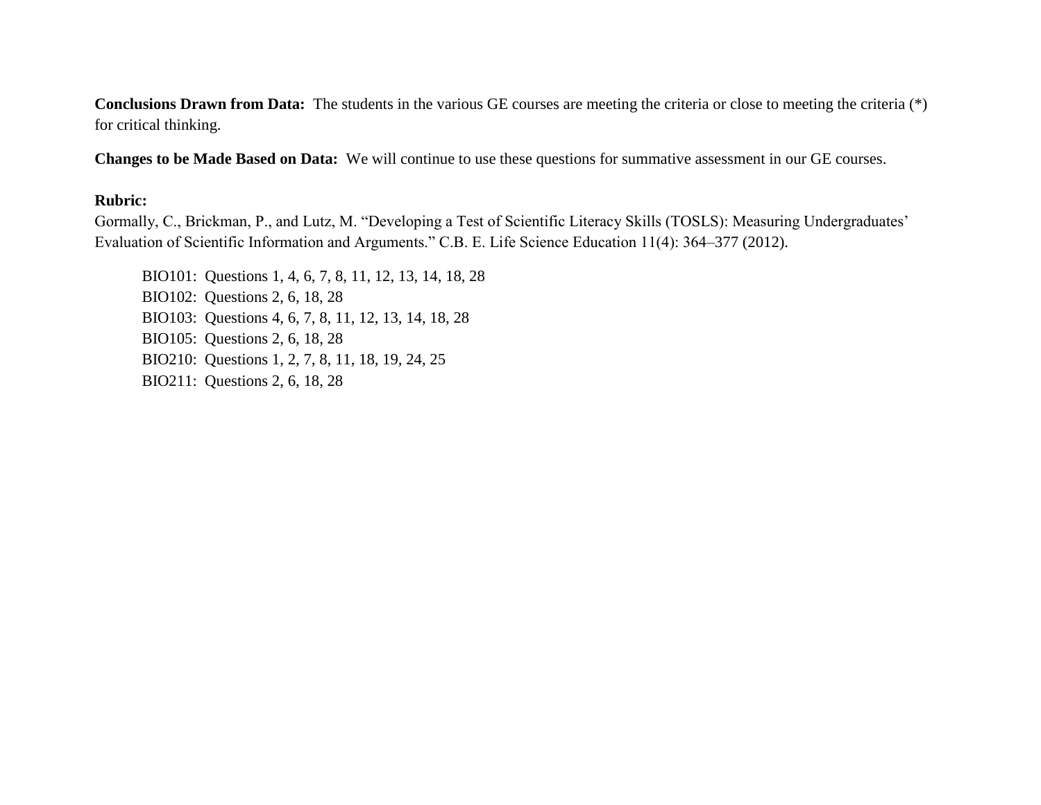**Conclusions Drawn from Data:** The students in the various GE courses are meeting the criteria or close to meeting the criteria (*) for critical thinking.

**Changes to be Made Based on Data:** We will continue to use these questions for summative assessment in our GE courses.

**Rubric:**
Gormally, C., Brickman, P., and Lutz, M. "Developing a Test of Scientific Literacy Skills (TOSLS): Measuring Undergraduates' Evaluation of Scientific Information and Arguments." C.B. E. Life Science Education 11(4): 364–377 (2012).

BIO101: Questions 1, 4, 6, 7, 8, 11, 12, 13, 14, 18, 28
BIO102: Questions 2, 6, 18, 28
BIO103: Questions 4, 6, 7, 8, 11, 12, 13, 14, 18, 28
BIO105: Questions 2, 6, 18, 28
BIO210: Questions 1, 2, 7, 8, 11, 18, 19, 24, 25
BIO211: Questions 2, 6, 18, 28